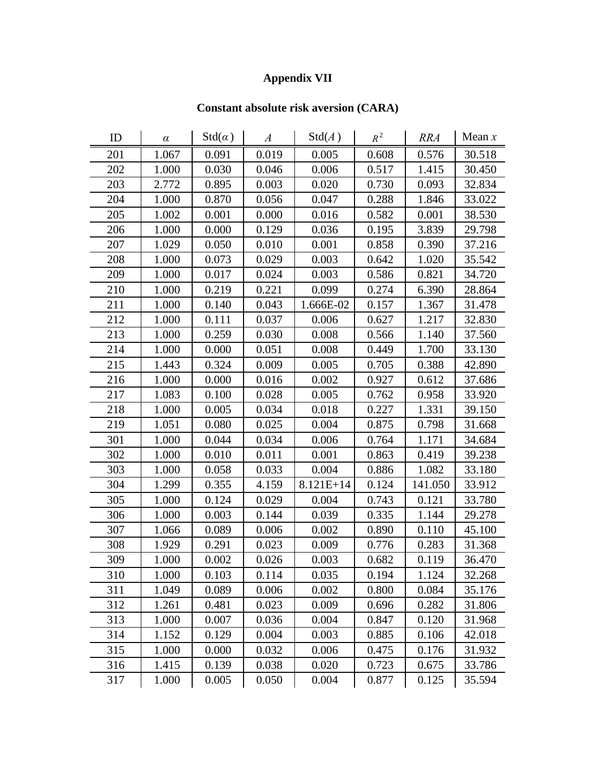# Appendix VII

## Constant absolute risk aversion (CARA)

| ID | $\alpha$ | Std($\alpha$) | $A$ | Std($A$) | $R^2$ | $RRA$ | Mean $x$ |
|---|---|---|---|---|---|---|---|
| 201 | 1.067 | 0.091 | 0.019 | 0.005 | 0.608 | 0.576 | 30.518 |
| 202 | 1.000 | 0.030 | 0.046 | 0.006 | 0.517 | 1.415 | 30.450 |
| 203 | 2.772 | 0.895 | 0.003 | 0.020 | 0.730 | 0.093 | 32.834 |
| 204 | 1.000 | 0.870 | 0.056 | 0.047 | 0.288 | 1.846 | 33.022 |
| 205 | 1.002 | 0.001 | 0.000 | 0.016 | 0.582 | 0.001 | 38.530 |
| 206 | 1.000 | 0.000 | 0.129 | 0.036 | 0.195 | 3.839 | 29.798 |
| 207 | 1.029 | 0.050 | 0.010 | 0.001 | 0.858 | 0.390 | 37.216 |
| 208 | 1.000 | 0.073 | 0.029 | 0.003 | 0.642 | 1.020 | 35.542 |
| 209 | 1.000 | 0.017 | 0.024 | 0.003 | 0.586 | 0.821 | 34.720 |
| 210 | 1.000 | 0.219 | 0.221 | 0.099 | 0.274 | 6.390 | 28.864 |
| 211 | 1.000 | 0.140 | 0.043 | 1.666E-02 | 0.157 | 1.367 | 31.478 |
| 212 | 1.000 | 0.111 | 0.037 | 0.006 | 0.627 | 1.217 | 32.830 |
| 213 | 1.000 | 0.259 | 0.030 | 0.008 | 0.566 | 1.140 | 37.560 |
| 214 | 1.000 | 0.000 | 0.051 | 0.008 | 0.449 | 1.700 | 33.130 |
| 215 | 1.443 | 0.324 | 0.009 | 0.005 | 0.705 | 0.388 | 42.890 |
| 216 | 1.000 | 0.000 | 0.016 | 0.002 | 0.927 | 0.612 | 37.686 |
| 217 | 1.083 | 0.100 | 0.028 | 0.005 | 0.762 | 0.958 | 33.920 |
| 218 | 1.000 | 0.005 | 0.034 | 0.018 | 0.227 | 1.331 | 39.150 |
| 219 | 1.051 | 0.080 | 0.025 | 0.004 | 0.875 | 0.798 | 31.668 |
| 301 | 1.000 | 0.044 | 0.034 | 0.006 | 0.764 | 1.171 | 34.684 |
| 302 | 1.000 | 0.010 | 0.011 | 0.001 | 0.863 | 0.419 | 39.238 |
| 303 | 1.000 | 0.058 | 0.033 | 0.004 | 0.886 | 1.082 | 33.180 |
| 304 | 1.299 | 0.355 | 4.159 | 8.121E+14 | 0.124 | 141.050 | 33.912 |
| 305 | 1.000 | 0.124 | 0.029 | 0.004 | 0.743 | 0.121 | 33.780 |
| 306 | 1.000 | 0.003 | 0.144 | 0.039 | 0.335 | 1.144 | 29.278 |
| 307 | 1.066 | 0.089 | 0.006 | 0.002 | 0.890 | 0.110 | 45.100 |
| 308 | 1.929 | 0.291 | 0.023 | 0.009 | 0.776 | 0.283 | 31.368 |
| 309 | 1.000 | 0.002 | 0.026 | 0.003 | 0.682 | 0.119 | 36.470 |
| 310 | 1.000 | 0.103 | 0.114 | 0.035 | 0.194 | 1.124 | 32.268 |
| 311 | 1.049 | 0.089 | 0.006 | 0.002 | 0.800 | 0.084 | 35.176 |
| 312 | 1.261 | 0.481 | 0.023 | 0.009 | 0.696 | 0.282 | 31.806 |
| 313 | 1.000 | 0.007 | 0.036 | 0.004 | 0.847 | 0.120 | 31.968 |
| 314 | 1.152 | 0.129 | 0.004 | 0.003 | 0.885 | 0.106 | 42.018 |
| 315 | 1.000 | 0.000 | 0.032 | 0.006 | 0.475 | 0.176 | 31.932 |
| 316 | 1.415 | 0.139 | 0.038 | 0.020 | 0.723 | 0.675 | 33.786 |
| 317 | 1.000 | 0.005 | 0.050 | 0.004 | 0.877 | 0.125 | 35.594 |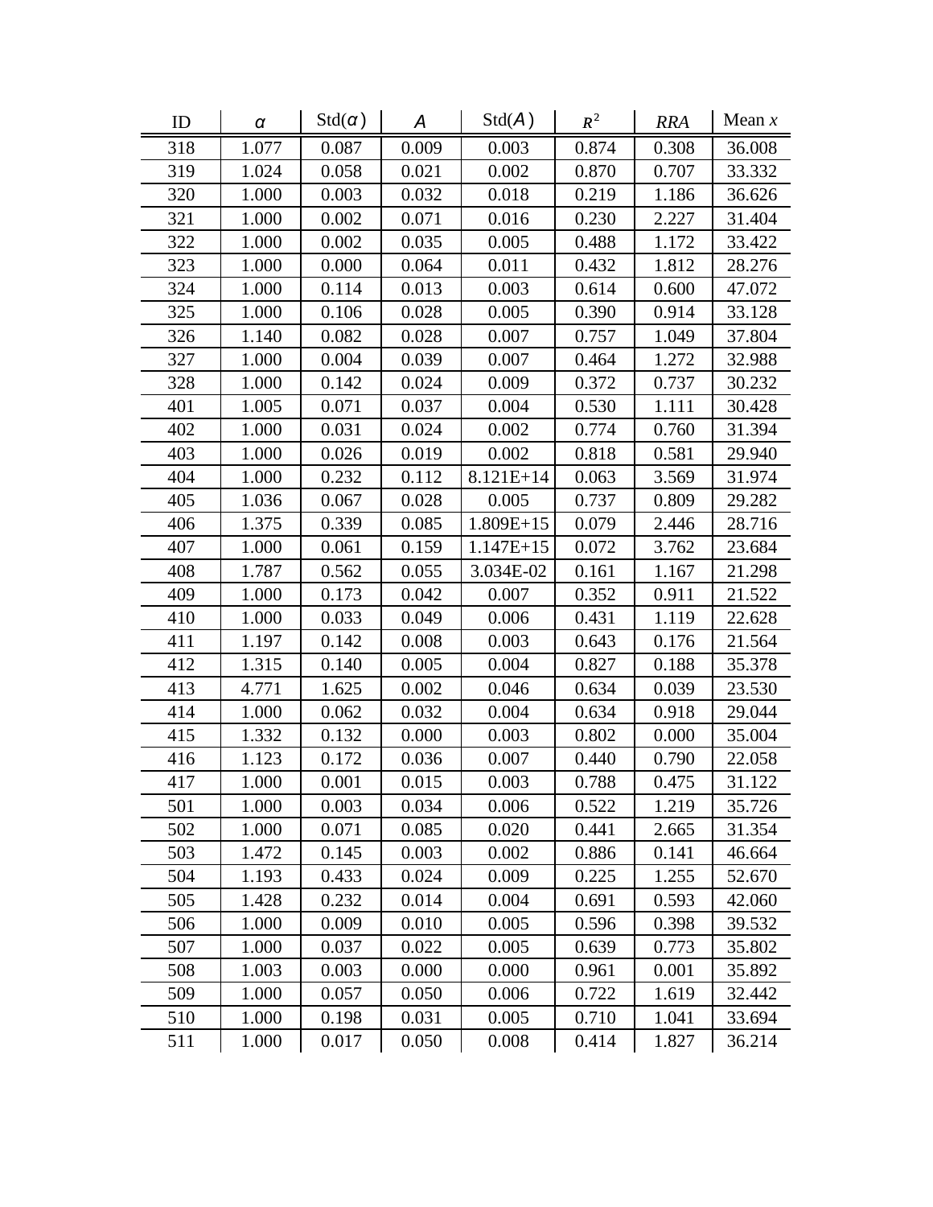| ID | $\alpha$ | Std($\alpha$) | $A$ | Std($A$) | $R^2$ | $RRA$ | Mean $x$ |
|---|---|---|---|---|---|---|---|
| 318 | 1.077 | 0.087 | 0.009 | 0.003 | 0.874 | 0.308 | 36.008 |
| 319 | 1.024 | 0.058 | 0.021 | 0.002 | 0.870 | 0.707 | 33.332 |
| 320 | 1.000 | 0.003 | 0.032 | 0.018 | 0.219 | 1.186 | 36.626 |
| 321 | 1.000 | 0.002 | 0.071 | 0.016 | 0.230 | 2.227 | 31.404 |
| 322 | 1.000 | 0.002 | 0.035 | 0.005 | 0.488 | 1.172 | 33.422 |
| 323 | 1.000 | 0.000 | 0.064 | 0.011 | 0.432 | 1.812 | 28.276 |
| 324 | 1.000 | 0.114 | 0.013 | 0.003 | 0.614 | 0.600 | 47.072 |
| 325 | 1.000 | 0.106 | 0.028 | 0.005 | 0.390 | 0.914 | 33.128 |
| 326 | 1.140 | 0.082 | 0.028 | 0.007 | 0.757 | 1.049 | 37.804 |
| 327 | 1.000 | 0.004 | 0.039 | 0.007 | 0.464 | 1.272 | 32.988 |
| 328 | 1.000 | 0.142 | 0.024 | 0.009 | 0.372 | 0.737 | 30.232 |
| 401 | 1.005 | 0.071 | 0.037 | 0.004 | 0.530 | 1.111 | 30.428 |
| 402 | 1.000 | 0.031 | 0.024 | 0.002 | 0.774 | 0.760 | 31.394 |
| 403 | 1.000 | 0.026 | 0.019 | 0.002 | 0.818 | 0.581 | 29.940 |
| 404 | 1.000 | 0.232 | 0.112 | 8.121E+14 | 0.063 | 3.569 | 31.974 |
| 405 | 1.036 | 0.067 | 0.028 | 0.005 | 0.737 | 0.809 | 29.282 |
| 406 | 1.375 | 0.339 | 0.085 | 1.809E+15 | 0.079 | 2.446 | 28.716 |
| 407 | 1.000 | 0.061 | 0.159 | 1.147E+15 | 0.072 | 3.762 | 23.684 |
| 408 | 1.787 | 0.562 | 0.055 | 3.034E-02 | 0.161 | 1.167 | 21.298 |
| 409 | 1.000 | 0.173 | 0.042 | 0.007 | 0.352 | 0.911 | 21.522 |
| 410 | 1.000 | 0.033 | 0.049 | 0.006 | 0.431 | 1.119 | 22.628 |
| 411 | 1.197 | 0.142 | 0.008 | 0.003 | 0.643 | 0.176 | 21.564 |
| 412 | 1.315 | 0.140 | 0.005 | 0.004 | 0.827 | 0.188 | 35.378 |
| 413 | 4.771 | 1.625 | 0.002 | 0.046 | 0.634 | 0.039 | 23.530 |
| 414 | 1.000 | 0.062 | 0.032 | 0.004 | 0.634 | 0.918 | 29.044 |
| 415 | 1.332 | 0.132 | 0.000 | 0.003 | 0.802 | 0.000 | 35.004 |
| 416 | 1.123 | 0.172 | 0.036 | 0.007 | 0.440 | 0.790 | 22.058 |
| 417 | 1.000 | 0.001 | 0.015 | 0.003 | 0.788 | 0.475 | 31.122 |
| 501 | 1.000 | 0.003 | 0.034 | 0.006 | 0.522 | 1.219 | 35.726 |
| 502 | 1.000 | 0.071 | 0.085 | 0.020 | 0.441 | 2.665 | 31.354 |
| 503 | 1.472 | 0.145 | 0.003 | 0.002 | 0.886 | 0.141 | 46.664 |
| 504 | 1.193 | 0.433 | 0.024 | 0.009 | 0.225 | 1.255 | 52.670 |
| 505 | 1.428 | 0.232 | 0.014 | 0.004 | 0.691 | 0.593 | 42.060 |
| 506 | 1.000 | 0.009 | 0.010 | 0.005 | 0.596 | 0.398 | 39.532 |
| 507 | 1.000 | 0.037 | 0.022 | 0.005 | 0.639 | 0.773 | 35.802 |
| 508 | 1.003 | 0.003 | 0.000 | 0.000 | 0.961 | 0.001 | 35.892 |
| 509 | 1.000 | 0.057 | 0.050 | 0.006 | 0.722 | 1.619 | 32.442 |
| 510 | 1.000 | 0.198 | 0.031 | 0.005 | 0.710 | 1.041 | 33.694 |
| 511 | 1.000 | 0.017 | 0.050 | 0.008 | 0.414 | 1.827 | 36.214 |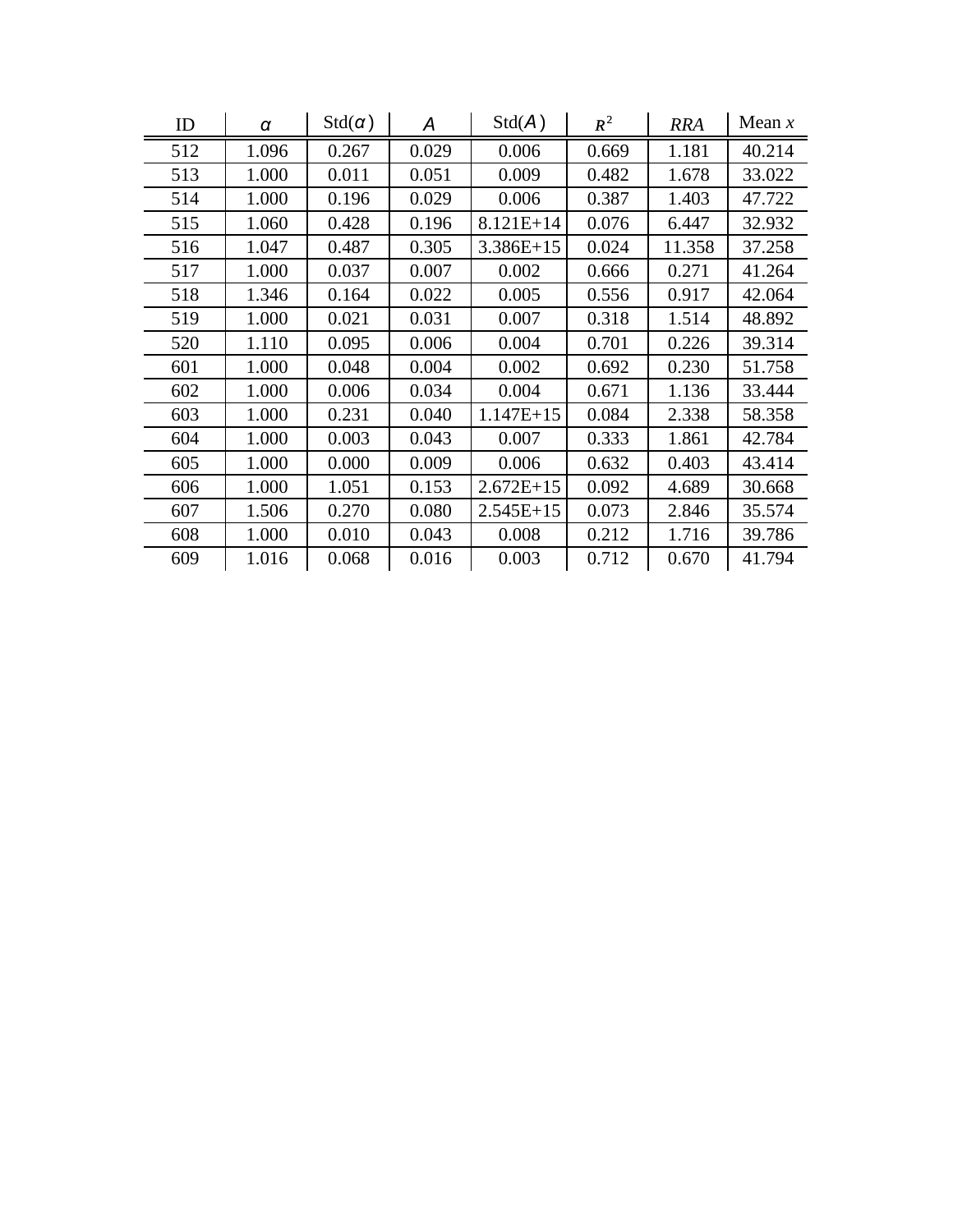| ID | $\alpha$ | Std($\alpha$) | $A$ | Std($A$) | $R^2$ | $RRA$ | Mean $x$ |
|---|---|---|---|---|---|---|---|
| 512 | 1.096 | 0.267 | 0.029 | 0.006 | 0.669 | 1.181 | 40.214 |
| 513 | 1.000 | 0.011 | 0.051 | 0.009 | 0.482 | 1.678 | 33.022 |
| 514 | 1.000 | 0.196 | 0.029 | 0.006 | 0.387 | 1.403 | 47.722 |
| 515 | 1.060 | 0.428 | 0.196 | 8.121E+14 | 0.076 | 6.447 | 32.932 |
| 516 | 1.047 | 0.487 | 0.305 | 3.386E+15 | 0.024 | 11.358 | 37.258 |
| 517 | 1.000 | 0.037 | 0.007 | 0.002 | 0.666 | 0.271 | 41.264 |
| 518 | 1.346 | 0.164 | 0.022 | 0.005 | 0.556 | 0.917 | 42.064 |
| 519 | 1.000 | 0.021 | 0.031 | 0.007 | 0.318 | 1.514 | 48.892 |
| 520 | 1.110 | 0.095 | 0.006 | 0.004 | 0.701 | 0.226 | 39.314 |
| 601 | 1.000 | 0.048 | 0.004 | 0.002 | 0.692 | 0.230 | 51.758 |
| 602 | 1.000 | 0.006 | 0.034 | 0.004 | 0.671 | 1.136 | 33.444 |
| 603 | 1.000 | 0.231 | 0.040 | 1.147E+15 | 0.084 | 2.338 | 58.358 |
| 604 | 1.000 | 0.003 | 0.043 | 0.007 | 0.333 | 1.861 | 42.784 |
| 605 | 1.000 | 0.000 | 0.009 | 0.006 | 0.632 | 0.403 | 43.414 |
| 606 | 1.000 | 1.051 | 0.153 | 2.672E+15 | 0.092 | 4.689 | 30.668 |
| 607 | 1.506 | 0.270 | 0.080 | 2.545E+15 | 0.073 | 2.846 | 35.574 |
| 608 | 1.000 | 0.010 | 0.043 | 0.008 | 0.212 | 1.716 | 39.786 |
| 609 | 1.016 | 0.068 | 0.016 | 0.003 | 0.712 | 0.670 | 41.794 |